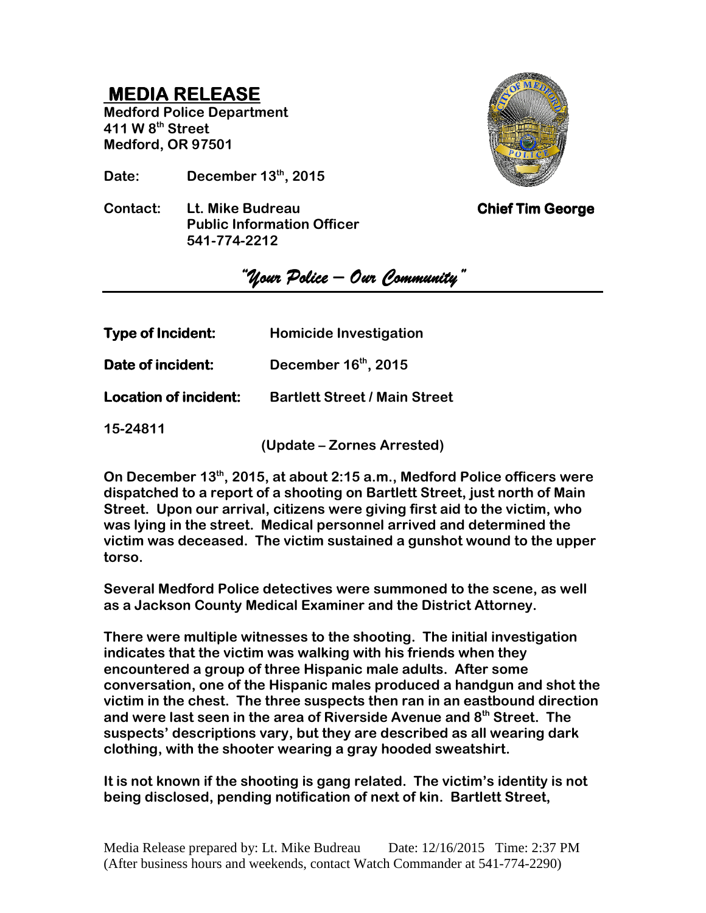# MEDIA RELEASE

**Medford Police Department**
**411 W 8th Street**
**Medford, OR 97501**

**Date:** **December 13th, 2015**

**Contact:** **Lt. Mike Budreau**
**Public Information Officer**
**541-774-2212**

**Chief Tim George**

*"Your Police – Our Community"*

---

**Type of Incident:** **Homicide Investigation**

**Date of incident:** **December 16th, 2015**

**Location of incident:** **Bartlett Street / Main Street**

**15-24811**

**(Update – Zornes Arrested)**

**On December 13th, 2015, at about 2:15 a.m., Medford Police officers were dispatched to a report of a shooting on Bartlett Street, just north of Main Street. Upon our arrival, citizens were giving first aid to the victim, who was lying in the street. Medical personnel arrived and determined the victim was deceased. The victim sustained a gunshot wound to the upper torso.**

**Several Medford Police detectives were summoned to the scene, as well as a Jackson County Medical Examiner and the District Attorney.**

**There were multiple witnesses to the shooting. The initial investigation indicates that the victim was walking with his friends when they encountered a group of three Hispanic male adults. After some conversation, one of the Hispanic males produced a handgun and shot the victim in the chest. The three suspects then ran in an eastbound direction and were last seen in the area of Riverside Avenue and 8th Street. The suspects' descriptions vary, but they are described as all wearing dark clothing, with the shooter wearing a gray hooded sweatshirt.**

**It is not known if the shooting is gang related. The victim's identity is not being disclosed, pending notification of next of kin. Bartlett Street,**

Media Release prepared by: Lt. Mike Budreau Date: 12/16/2015 Time: 2:37 PM
(After business hours and weekends, contact Watch Commander at 541-774-2290)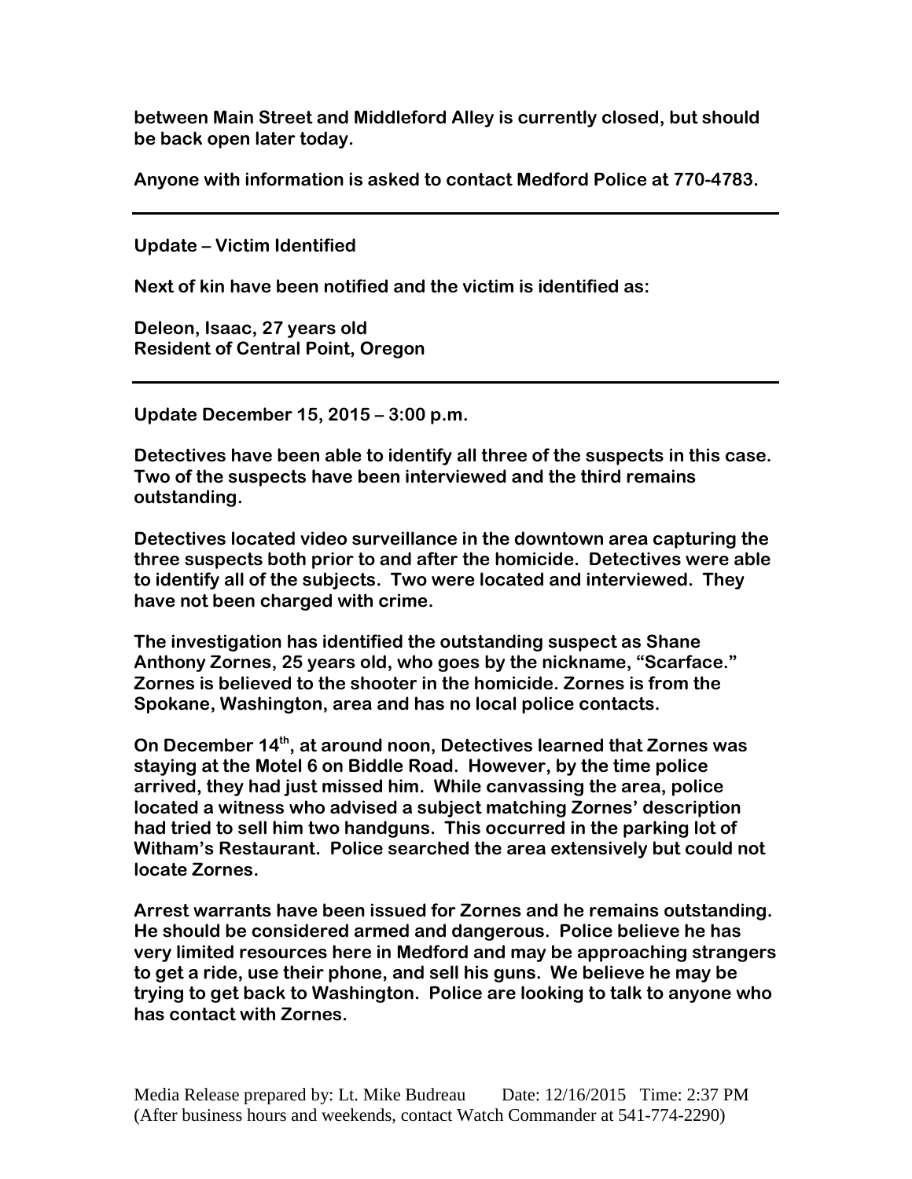**between Main Street and Middleford Alley is currently closed, but should be back open later today.**

**Anyone with information is asked to contact Medford Police at 770-4783.**

---

**Update – Victim Identified**

**Next of kin have been notified and the victim is identified as:**

**Deleon, Isaac, 27 years old**
**Resident of Central Point, Oregon**

---

**Update December 15, 2015 – 3:00 p.m.**

**Detectives have been able to identify all three of the suspects in this case. Two of the suspects have been interviewed and the third remains outstanding.**

**Detectives located video surveillance in the downtown area capturing the three suspects both prior to and after the homicide. Detectives were able to identify all of the subjects. Two were located and interviewed. They have not been charged with crime.**

**The investigation has identified the outstanding suspect as Shane Anthony Zornes, 25 years old, who goes by the nickname, "Scarface." Zornes is believed to the shooter in the homicide. Zornes is from the Spokane, Washington, area and has no local police contacts.**

**On December 14th, at around noon, Detectives learned that Zornes was staying at the Motel 6 on Biddle Road. However, by the time police arrived, they had just missed him. While canvassing the area, police located a witness who advised a subject matching Zornes' description had tried to sell him two handguns. This occurred in the parking lot of Witham's Restaurant. Police searched the area extensively but could not locate Zornes.**

**Arrest warrants have been issued for Zornes and he remains outstanding. He should be considered armed and dangerous. Police believe he has very limited resources here in Medford and may be approaching strangers to get a ride, use their phone, and sell his guns. We believe he may be trying to get back to Washington. Police are looking to talk to anyone who has contact with Zornes.**

Media Release prepared by: Lt. Mike Budreau Date: 12/16/2015 Time: 2:37 PM
(After business hours and weekends, contact Watch Commander at 541-774-2290)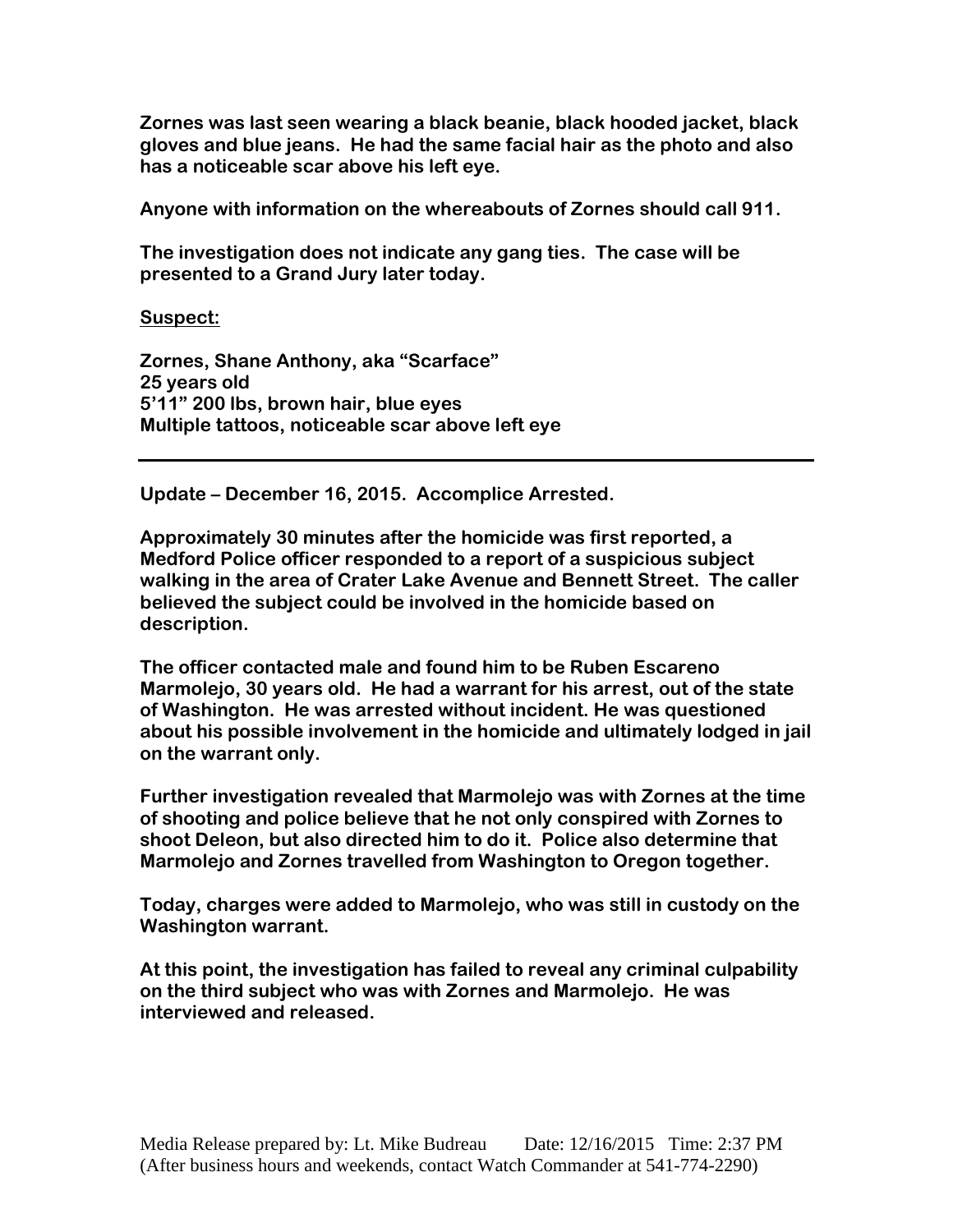**Zornes was last seen wearing a black beanie, black hooded jacket, black gloves and blue jeans. He had the same facial hair as the photo and also has a noticeable scar above his left eye.**

**Anyone with information on the whereabouts of Zornes should call 911.**

**The investigation does not indicate any gang ties. The case will be presented to a Grand Jury later today.**

**<u>Suspect:</u>**

**Zornes, Shane Anthony, aka "Scarface"**
**25 years old**
**5'11" 200 lbs, brown hair, blue eyes**
**Multiple tattoos, noticeable scar above left eye**

---

**Update – December 16, 2015. Accomplice Arrested.**

**Approximately 30 minutes after the homicide was first reported, a Medford Police officer responded to a report of a suspicious subject walking in the area of Crater Lake Avenue and Bennett Street. The caller believed the subject could be involved in the homicide based on description.**

**The officer contacted male and found him to be Ruben Escareno Marmolejo, 30 years old. He had a warrant for his arrest, out of the state of Washington. He was arrested without incident. He was questioned about his possible involvement in the homicide and ultimately lodged in jail on the warrant only.**

**Further investigation revealed that Marmolejo was with Zornes at the time of shooting and police believe that he not only conspired with Zornes to shoot Deleon, but also directed him to do it. Police also determine that Marmolejo and Zornes travelled from Washington to Oregon together.**

**Today, charges were added to Marmolejo, who was still in custody on the Washington warrant.**

**At this point, the investigation has failed to reveal any criminal culpability on the third subject who was with Zornes and Marmolejo. He was interviewed and released.**

Media Release prepared by: Lt. Mike Budreau Date: 12/16/2015 Time: 2:37 PM
(After business hours and weekends, contact Watch Commander at 541-774-2290)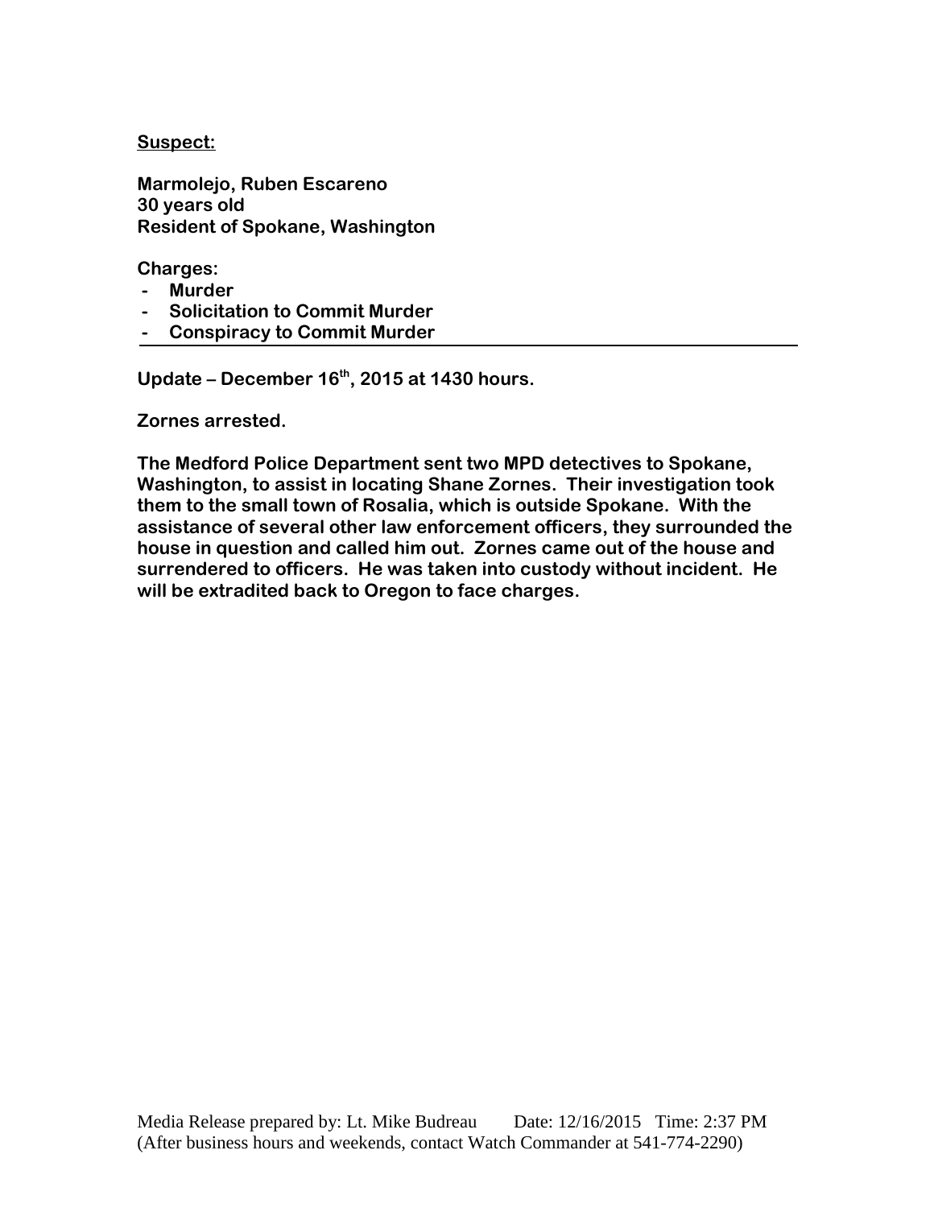**<u>Suspect:</u>**

**Marmolejo, Ruben Escareno**
**30 years old**
**Resident of Spokane, Washington**

**Charges:**

- **Murder**
- **Solicitation to Commit Murder**
- **Conspiracy to Commit Murder**

---

**Update – December 16th, 2015 at 1430 hours.**

**Zornes arrested.**

**The Medford Police Department sent two MPD detectives to Spokane, Washington, to assist in locating Shane Zornes. Their investigation took them to the small town of Rosalia, which is outside Spokane. With the assistance of several other law enforcement officers, they surrounded the house in question and called him out. Zornes came out of the house and surrendered to officers. He was taken into custody without incident. He will be extradited back to Oregon to face charges.**

Media Release prepared by: Lt. Mike Budreau Date: 12/16/2015 Time: 2:37 PM
(After business hours and weekends, contact Watch Commander at 541-774-2290)